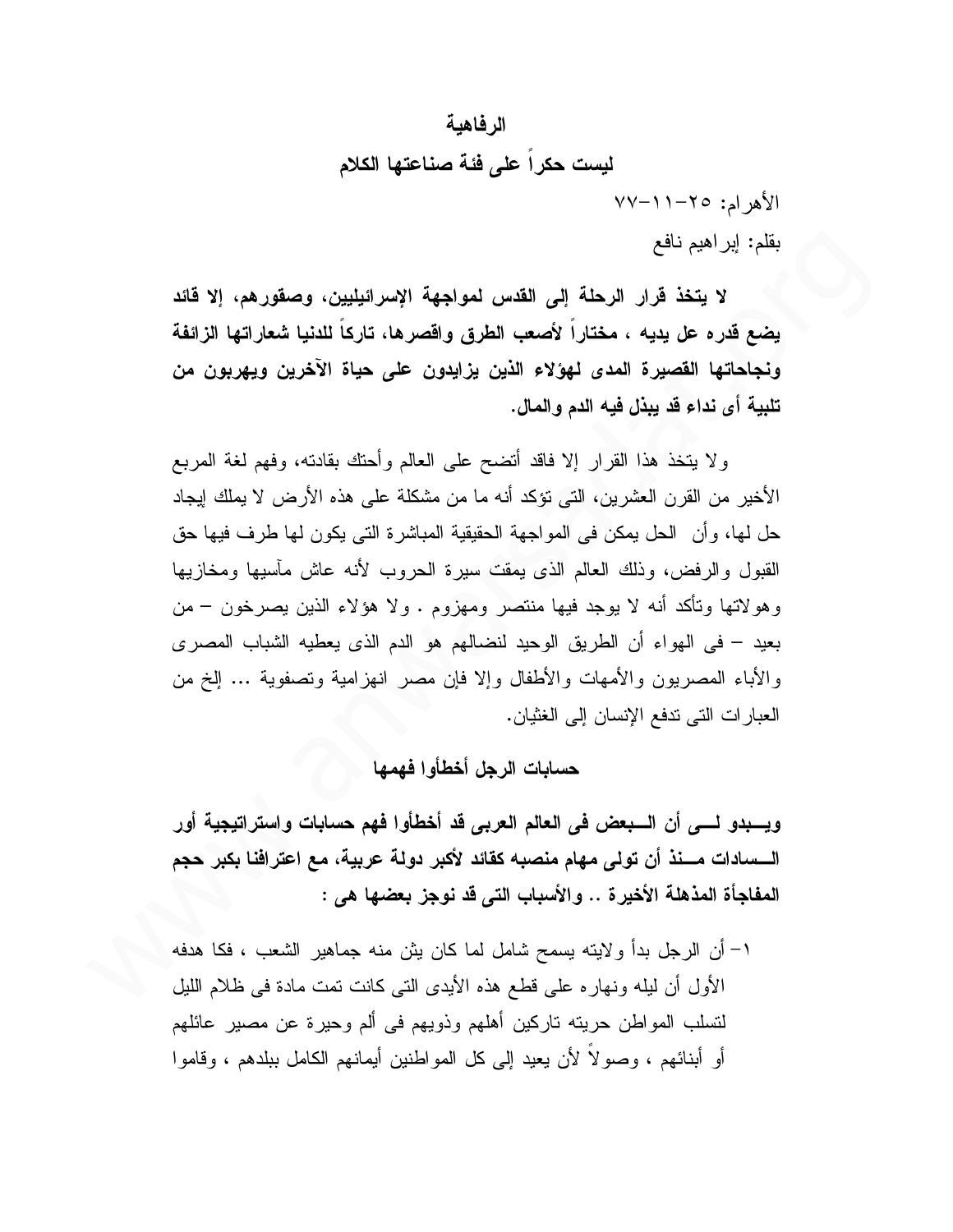# الرفاهية

## ليست حكراً على فئة صناعتها الكلام

الأهرام: ٢٥-١١-٧٧

بقلم: إبراهيم نافع

**لا يتخذ قرار الرحلة إلى القدس لمواجهة الإسرائيليين، وصقورهم، إلا قائد يضع قدره عل يديه ، مختاراً لأصعب الطرق واقصرها، تاركاً للدنيا شعاراتها الزائفة ونجاحاتها القصيرة المدى لهؤلاء الذين يزايدون على حياة الآخرين ويهربون من تلبية أى نداء قد يبذل فيه الدم والمال.**

ولا يتخذ هذا القرار إلا فاقد أتضح على العالم وأحتك بقادته، وفهم لغة المربع الأخير من القرن العشرين، التى تؤكد أنه ما من مشكلة على هذه الأرض لا يملك إيجاد حل لها، وأن الحل يمكن فى المواجهة الحقيقية المباشرة التى يكون لها طرف فيها حق القبول والرفض، وذلك العالم الذى يمقت سيرة الحروب لأنه عاش مآسيها ومخازيها وهولاتها وتأكد أنه لا يوجد فيها منتصر ومهزوم . ولا هؤلاء الذين يصرخون – من بعيد – فى الهواء أن الطريق الوحيد لنضالهم هو الدم الذى يعطيه الشباب المصرى والأباء المصريون والأمهات والأطفال وإلا فإن مصر انهزامية وتصفوية ... إلخ من العبارات التى تدفع الإنسان إلى الغثيان.

### حسابات الرجل أخطأوا فهمها

**ويبدو لى أن البعض فى العالم العربى قد أخطأوا فهم حسابات واستراتيجية أور السادات منذ أن تولى مهام منصبه كقائد لأكبر دولة عربية، مع اعترافنا بكبر حجم المفاجأة المذهلة الأخيرة .. والأسباب التى قد نوجز بعضها هى :**

١- أن الرجل بدأ ولايته يسمح شامل لما كان يئن منه جماهير الشعب ، فكا هدفه الأول أن ليله ونهاره على قطع هذه الأيدى التى كانت تمت مادة فى ظلام الليل لتسلب المواطن حريته تاركين أهلهم وذويهم فى ألم وحيرة عن مصير عائلهم أو أبنائهم ، وصولاً لأن يعيد إلى كل المواطنين أيمانهم الكامل ببلدهم ، وقاموا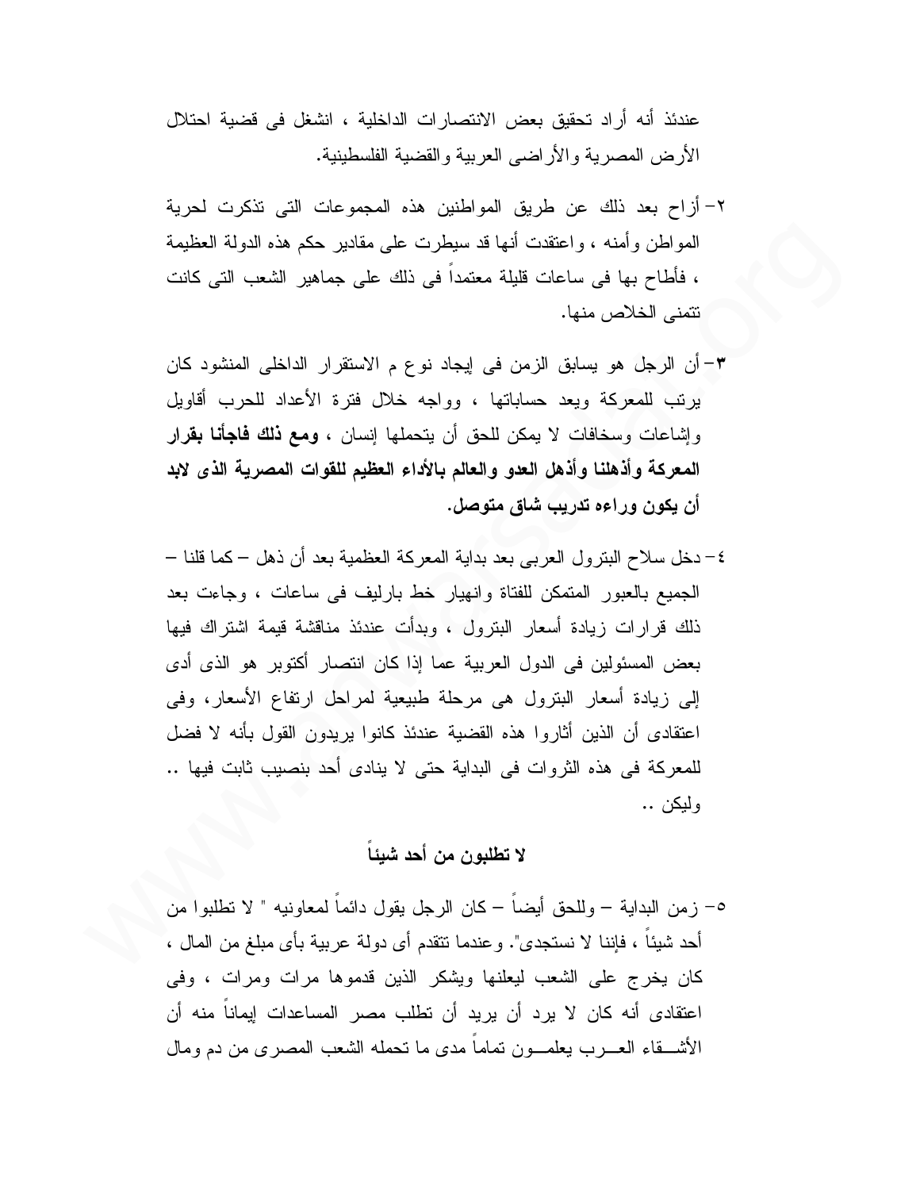عندئذ أنه أراد تحقيق بعض الانتصارات الداخلية ، انشغل فى قضية احتلال الأرض المصرية والأراضى العربية والقضية الفلسطينية.

٢- أزاح بعد ذلك عن طريق المواطنين هذه المجموعات التى تنكرت لحرية المواطن وأمنه ، واعتقدت أنها قد سيطرت على مقادير حكم هذه الدولة العظيمة ، فأطاح بها فى ساعات قليلة معتمداً فى ذلك على جماهير الشعب التى كانت تتمنى الخلاص منها.

٣- أن الرجل هو يسابق الزمن فى إيجاد نوع م الاستقرار الداخلى المنشود كان يرتب للمعركة ويعد حساباتها ، وواجه خلال فترة الأعداد للحرب أقاويل وإشاعات وسخافات لا يمكن للحق أن يتحملها إنسان ، **ومع ذلك فاجأنا بقرار المعركة وأذهلنا وأذهل العدو والعالم بالأداء العظيم للقوات المصرية الذى لابد أن يكون وراءه تدريب شاق متوصل.**

٤- دخل سلاح البترول العربى بعد بداية المعركة العظمية بعد أن ذهل – كما قلنا – الجميع بالعبور المتمكن للفتاة وانهيار خط بارليف فى ساعات ، وجاءت بعد ذلك قرارات زيادة أسعار البترول ، وبدأت عندئذ مناقشة قيمة اشتراك فيها بعض المسئولين فى الدول العربية عما إذا كان انتصار أكتوبر هو الذى أدى إلى زيادة أسعار البترول هى مرحلة طبيعية لمراحل ارتفاع الأسعار، وفى اعتقادى أن الذين أثاروا هذه القضية عندئذ كانوا يريدون القول بأنه لا فضل للمعركة فى هذه الثروات فى البداية حتى لا ينادى أحد بنصيب ثابت فيها .. وليكن ..

## لا تطلبون من أحد شيئاً

٥- زمن البداية – وللحق أيضاً – كان الرجل يقول دائماً لمعاونيه " لا تطلبوا من أحد شيئاً ، فإننا لا نستجدى". وعندما تتقدم أى دولة عربية بأى مبلغ من المال ، كان يخرج على الشعب ليعلنها ويشكر الذين قدموها مرات ومرات ، وفى اعتقادى أنه كان لا يرد أن يريد أن تطلب مصر المساعدات إيماناً منه أن الأشـــقاء العـــرب يعلمـــون تماماً مدى ما تحمله الشعب المصرى من دم ومال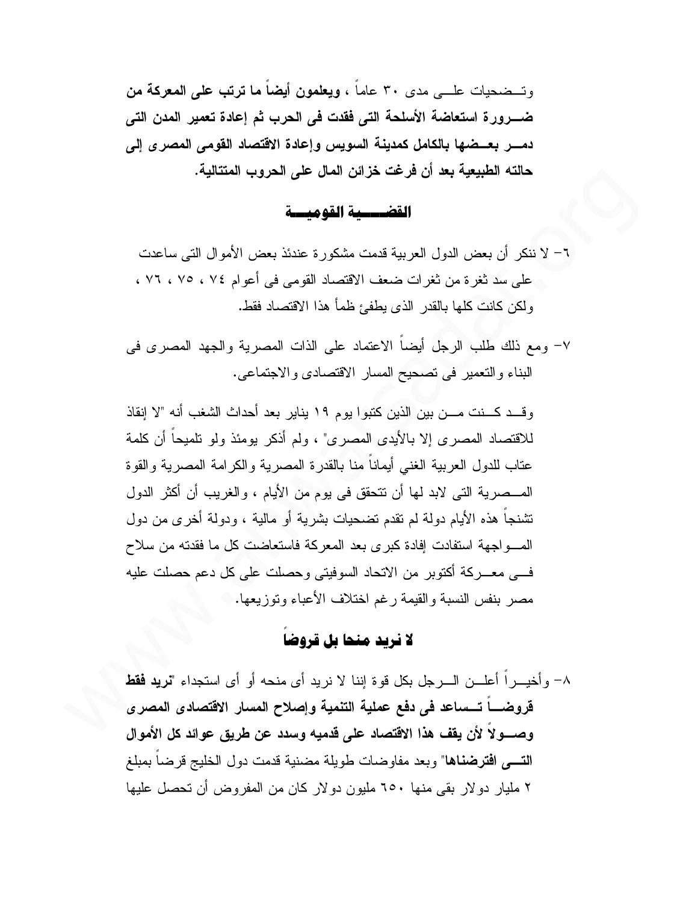وتـضحيات علـى مدى ٣٠ عاماً ، **ويعلمون أيضاً ما ترتب على المعركة من ضـرورة استعاضة الأسلحة التى فقدت فى الحرب ثم إعادة تعمير المدن التى دمـر بعـضها بالكامل كمدينة السويس وإعادة الاقتصاد القومى المصرى إلى حالته الطبيعية بعد أن فرغت خزائن المال على الحروب المتتالية.**

## القضـــية القوميـــة

٦- لا ننكر أن بعض الدول العربية قدمت مشكورة عندئذ بعض الأموال التى ساعدت على سد ثغرة من ثغرات ضعف الاقتصاد القومى فى أعوام ٧٤ ، ٧٥ ، ٧٦ ، ولكن كانت كلها بالقدر الذى يطفئ ظمأ هذا الاقتصاد فقط.

٧- ومع ذلك طلب الرجل أيضاً الاعتماد على الذات المصرية والجهد المصرى فى البناء والتعمير فى تصحيح المسار الاقتصادى والاجتماعى.

وقـد كـنت مـن بين الذين كتبوا يوم ١٩ يناير بعد أحداث الشعب أنه "لا إنقاذ للاقتصاد المصرى إلا بالأيدى المصرى" ، ولم أذكر يومئذ ولو تلميحاً أن كلمة عتاب للدول العربية الغني أيماناً منا بالقدرة المصرية والكرامة المصرية والقوة المـصرية التى لابد لها أن تتحقق فى يوم من الأيام ، والغريب أن أكثر الدول تشنجاً هذه الأيام دولة لم تقدم تضحيات بشرية أو مالية ، ودولة أخرى من دول المـواجهة استفادت إفادة كبرى بعد المعركة فاستعاضت كل ما فقدته من سلاح فـى معـركة أكتوبر من الاتحاد السوفيتى وحصلت على كل دعم حصلت عليه مصر بنفس النسبة والقيمة رغم اختلاف الأعباء وتوزيعها.

## لا نريد منحا بل قروضاً

٨- وأخيـراً أعلـن الـرجل بكل قوة إننا لا نريد أى منحه أو أى استجداء "**نريد فقط قروضـاً تـساعد فى دفع عملية التنمية وإصلاح المسار الاقتصادى المصرى وصـولاً لأن يقف هذا الاقتصاد على قدميه وسدد عن طريق عوائد كل الأموال التـى افترضناها**" وبعد مفاوضات طويلة مضنية قدمت دول الخليج قرضاً بمبلغ ٢ مليار دولار بقى منها ٦٥٠ مليون دولار كان من المفروض أن تحصل عليها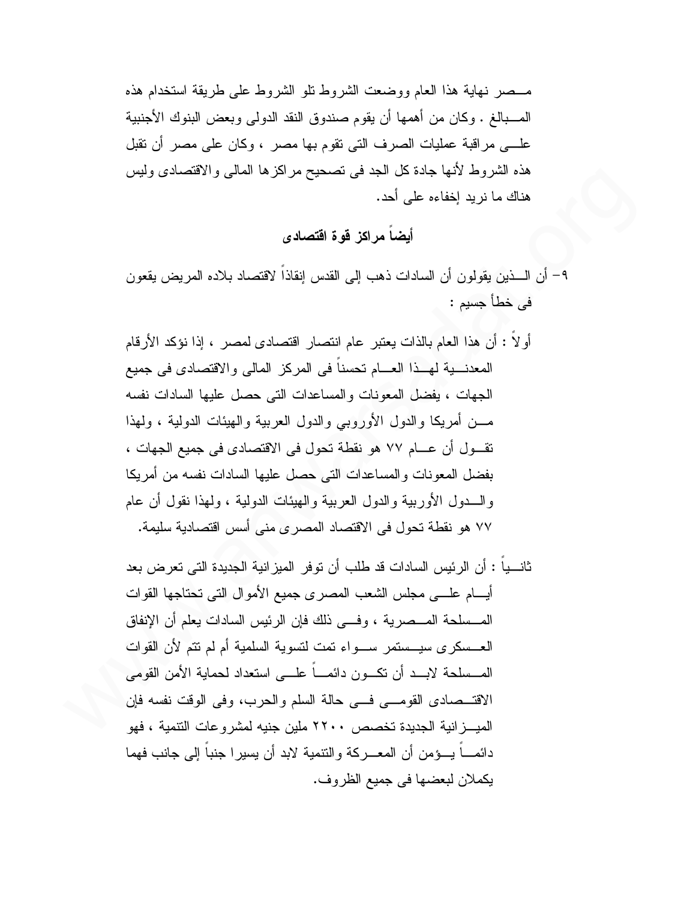مـــصر نهاية هذا العام ووضعت الشروط تلو الشروط على طريقة استخدام هذه المـــبالغ . وكان من أهمها أن يقوم صندوق النقد الدولى وبعض البنوك الأجنبية علـــى مراقبة عمليات الصرف التى تقوم بها مصر ، وكان على مصر أن تقبل هذه الشروط لأنها جادة كل الجد فى تصحيح مراكزها المالى والاقتصادى وليس هناك ما نريد إخفاءه على أحد.

### أيضاً مراكز قوة اقتصادى

٩- أن الـــذين يقولون أن السادات ذهب إلى القدس إنقاذاً لاقتصاد بلاده المريض يقعون فى خطأ جسيم :

أولاً : أن هذا العام بالذات يعتبر عام انتصار اقتصادى لمصر ، إذا نؤكد الأرقام المعدنـــية لهـــذا العـــام تحسناً فى المركز المالى والاقتصادى فى جميع الجهات ، بفضل المعونات والمساعدات التى حصل عليها السادات نفسه مـــن أمريكا والدول الأوروبي والدول العربية والهيئات الدولية ، ولهذا تقـــول أن عـــام ٧٧ هو نقطة تحول فى الاقتصادى فى جميع الجهات ، بفضل المعونات والمساعدات التى حصل عليها السادات نفسه من أمريكا والـــدول الأوربية والدول العربية والهيئات الدولية ، ولهذا نقول أن عام ٧٧ هو نقطة تحول فى الاقتصاد المصرى منى أسس اقتصادية سليمة.

ثانـــياً : أن الرئيس السادات قد طلب أن توفر الميزانية الجديدة التى تعرض بعد أيـــام علـــى مجلس الشعب المصرى جميع الأموال التى تحتاجها القوات المـــسلحة المـــصرية ، وفـــى ذلك فإن الرئيس السادات يعلم أن الإنفاق العـــسكرى سيـــستمر ســـواء تمت لتسوية السلمية أم لم تتم لأن القوات المـــسلحة لابـــد أن تكـــون دائمـــاً علـــى استعداد لحماية الأمن القومى الاقتـــصادى القومـــى فـــى حالة السلم والحرب، وفى الوقت نفسه فإن الميـــزانية الجديدة تخصص ٢٢٠٠ ملين جنيه لمشروعات التنمية ، فهو دائمـــاً يـــؤمن أن المعـــركة والتنمية لابد أن يسيرا جنباً إلى جانب فهما يكملان لبعضها فى جميع الظروف.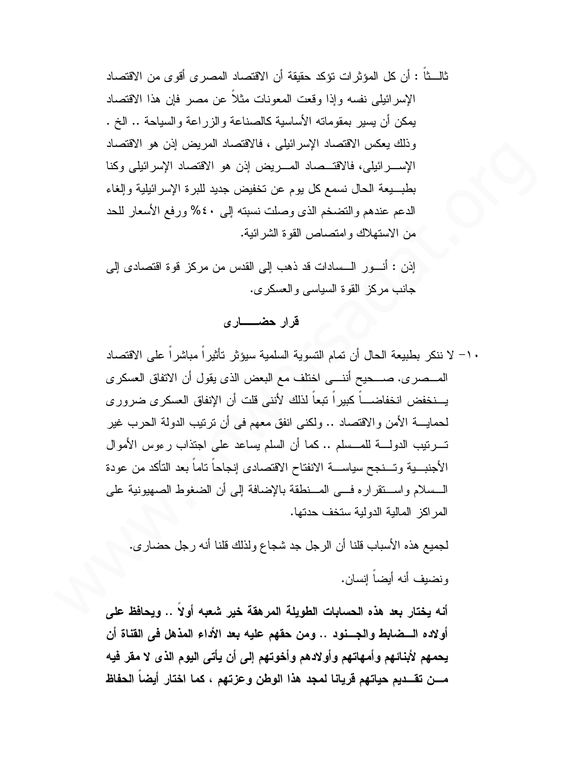ثالـــثاً : أن كل المؤشرات تؤكد حقيقة أن الاقتصاد المصرى أقوى من الاقتصاد الإسرائيلى نفسه وإذا وقعت المعونات مثلاً عن مصر فإن هذا الاقتصاد يمكن أن يسير بمقوماته الأساسية كالصناعة والزراعة والسياحة .. الخ . وذلك يعكس الاقتصاد الإسرائيلى ، فالاقتصاد المريض إذن هو الاقتصاد الإســـرائيلى، فالاقتـــصاد المـــريض إذن هو الاقتصاد الإسرائيلى وكنا بطبـــيعة الحال نسمع كل يوم عن تخفيض جديد للبرة الإسرائيلية وإلغاء الدعم عندهم والتضخم الذى وصلت نسبته إلى ٤٠% ورفع الأسعار للحد من الاستهلاك وامتصاص القوة الشرائية.

إذن : أنـــور الـــسادات قد ذهب إلى القدس من مركز قوة اقتصادى إلى جانب مركز القوة السياسى والعسكرى.

## قرار حضـــــارى

١٠- لا ننكر بطبيعة الحال أن تمام التسوية السلمية سيؤثر تأثيراً مباشراً على الاقتصاد المـــصرى. صـــحيح أننـــى اختلف مع البعض الذى يقول أن الاتفاق العسكرى يـــنخفض انخفاضـــاً كبيراً تبعاً لذلك لأننى قلت أن الإنفاق العسكرى ضرورى لحمايـــة الأمن والاقتصاد .. ولكنى انفق معهم فى أن ترتيب الدولة الحرب غير تـــرتيب الدولـــة للمـــسلم .. كما أن السلم يساعد على اجتذاب رءوس الأموال الأجنبـــية وتـــنجح سياســـة الانفتاح الاقتصادى إنجاحاً تاماً بعد التأكد من عودة الـــسلام واســـتقراره فـــى المـــنطقة بالإضافة إلى أن الضغوط الصهيونية على المراكز المالية الدولية ستخف حدتها.

لجميع هذه الأسباب قلنا أن الرجل جد شجاع ولذلك قلنا أنه رجل حضارى.

ونضيف أنه أيضاً إنسان.

**أنه يختار بعد هذه الحسابات الطويلة المرهقة خير شعبه أولاً .. ويحافظ على أولاده الـــضابط والجـــنود .. ومن حقهم عليه بعد الأداء المذهل فى القناة أن يحمهم لأبنائهم وأمهاتهم وأولادهم وأخوتهم إلى أن يأتى اليوم الذى لا مقر فيه مـــن تقـــديم حياتهم قربانا لمجد هذا الوطن وعزتهم ، كما اختار أيضاً الحفاظ**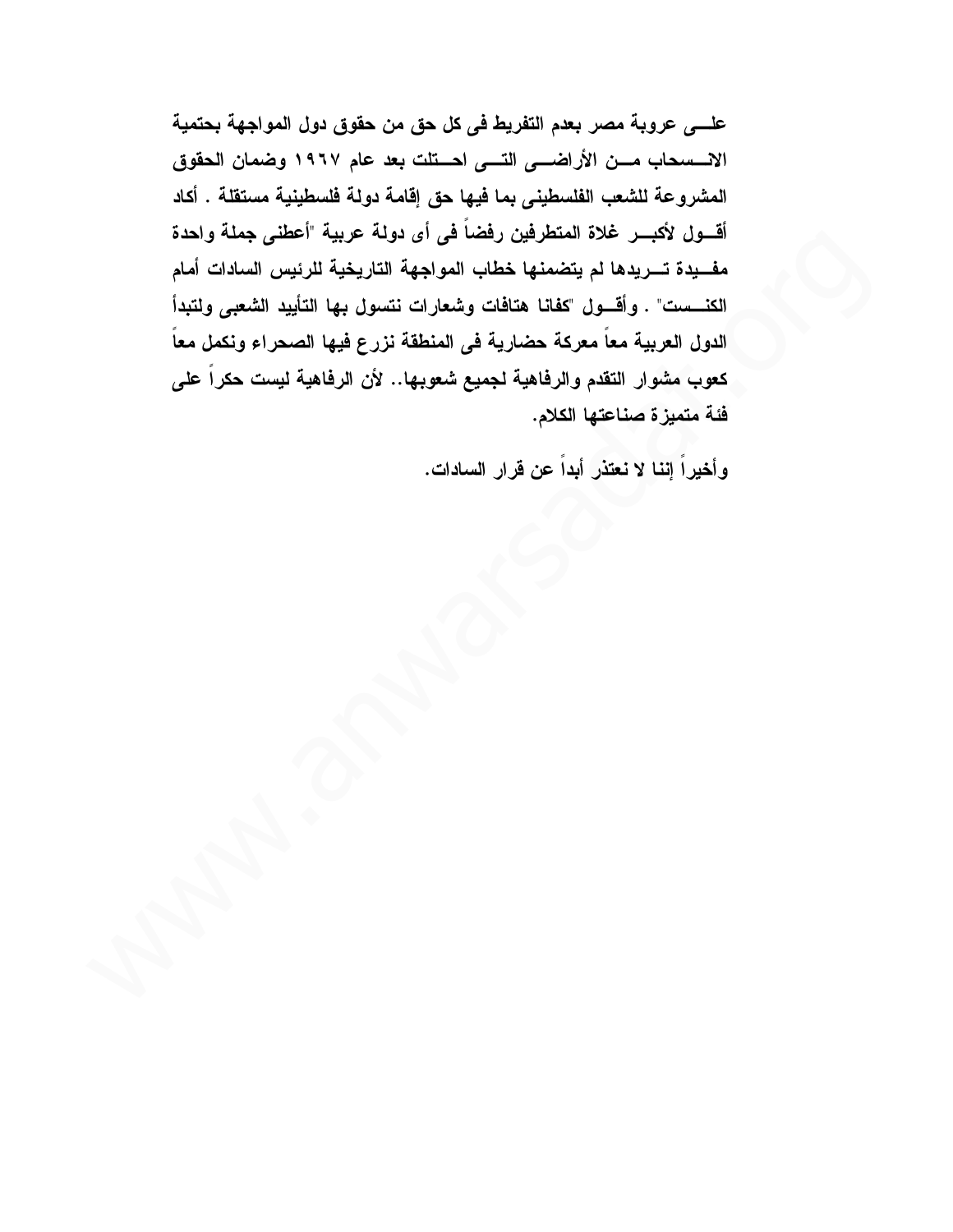علـــى عروبة مصر بعدم التفريط فى كل حق من حقوق دول المواجهة بحتمية الانـــسحاب مـــن الأراضـــى التـــى احـــتلت بعد عام ١٩٦٧ وضمان الحقوق المشروعة للشعب الفلسطينى بما فيها حق إقامة دولة فلسطينية مستقلة . أكاد أقـــول لأكبـــر غلاة المتطرفين رفضاً فى أى دولة عربية "أعطنى جملة واحدة مفـــيدة تـــريدها لم يتضمنها خطاب المواجهة التاريخية للرئيس السادات أمام الكنـــست" . وأقـــول "كفانا هتافات وشعارات نتسول بها التأييد الشعبى ولتبدأ الدول العربية معاً معركة حضارية فى المنطقة نزرع فيها الصحراء ونكمل معاً كعوب مشوار التقدم والرفاهية لجميع شعوبها.. لأن الرفاهية ليست حكراً على فئة متميزة صناعتها الكلام.

وأخيراً إننا لا نعتذر أبداً عن قرار السادات.